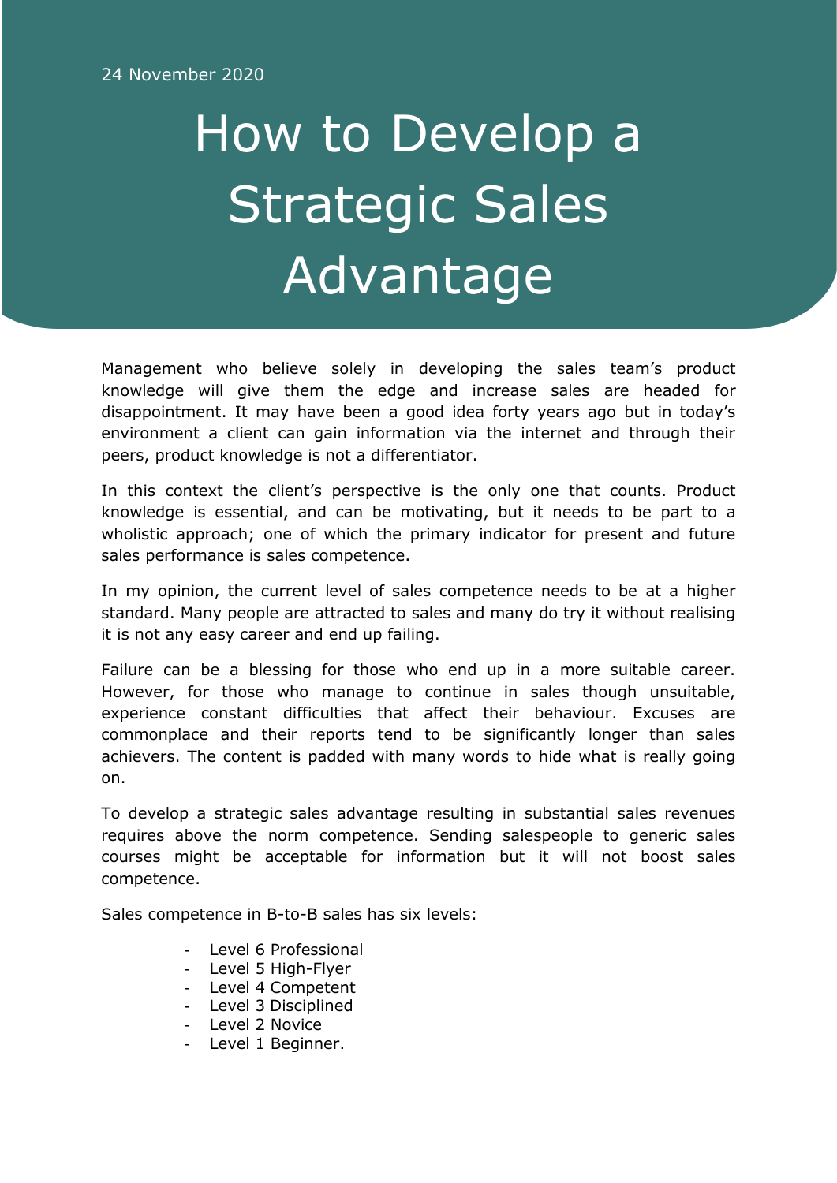24 November 2020

# How to Develop a Strategic Sales Advantage

Management who believe solely in developing the sales team's product knowledge will give them the edge and increase sales are headed for disappointment. It may have been a good idea forty years ago but in today's environment a client can gain information via the internet and through their peers, product knowledge is not a differentiator.

In this context the client's perspective is the only one that counts. Product knowledge is essential, and can be motivating, but it needs to be part to a wholistic approach; one of which the primary indicator for present and future sales performance is sales competence.

In my opinion, the current level of sales competence needs to be at a higher standard. Many people are attracted to sales and many do try it without realising it is not any easy career and end up failing.

Failure can be a blessing for those who end up in a more suitable career. However, for those who manage to continue in sales though unsuitable, experience constant difficulties that affect their behaviour. Excuses are commonplace and their reports tend to be significantly longer than sales achievers. The content is padded with many words to hide what is really going on.

To develop a strategic sales advantage resulting in substantial sales revenues requires above the norm competence. Sending salespeople to generic sales courses might be acceptable for information but it will not boost sales competence.

Sales competence in B-to-B sales has six levels:

- Level 6 Professional
- Level 5 High-Flyer
- Level 4 Competent
- Level 3 Disciplined
- Level 2 Novice
- Level 1 Beginner.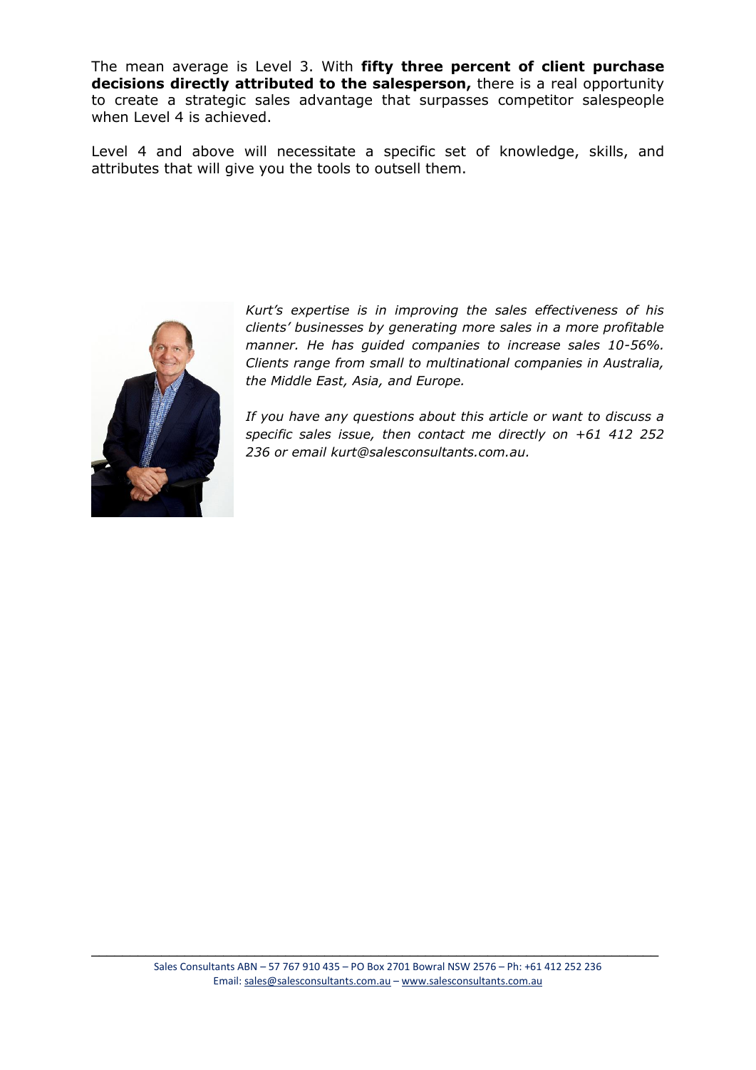The mean average is Level 3. With **fifty three percent of client purchase decisions directly attributed to the salesperson,** there is a real opportunity to create a strategic sales advantage that surpasses competitor salespeople when Level 4 is achieved.

Level 4 and above will necessitate a specific set of knowledge, skills, and attributes that will give you the tools to outsell them.

*Kurt's expertise is in improving the sales effectiveness of his clients' businesses by generating more sales in a more profitable manner. He has guided companies to increase sales 10-56%. Clients range from small to multinational companies in Australia, the Middle East, Asia, and Europe.*

*If you have any questions about this article or want to discuss a specific sales issue, then contact me directly on +61 412 252 236 or email kurt@salesconsultants.com.au.*